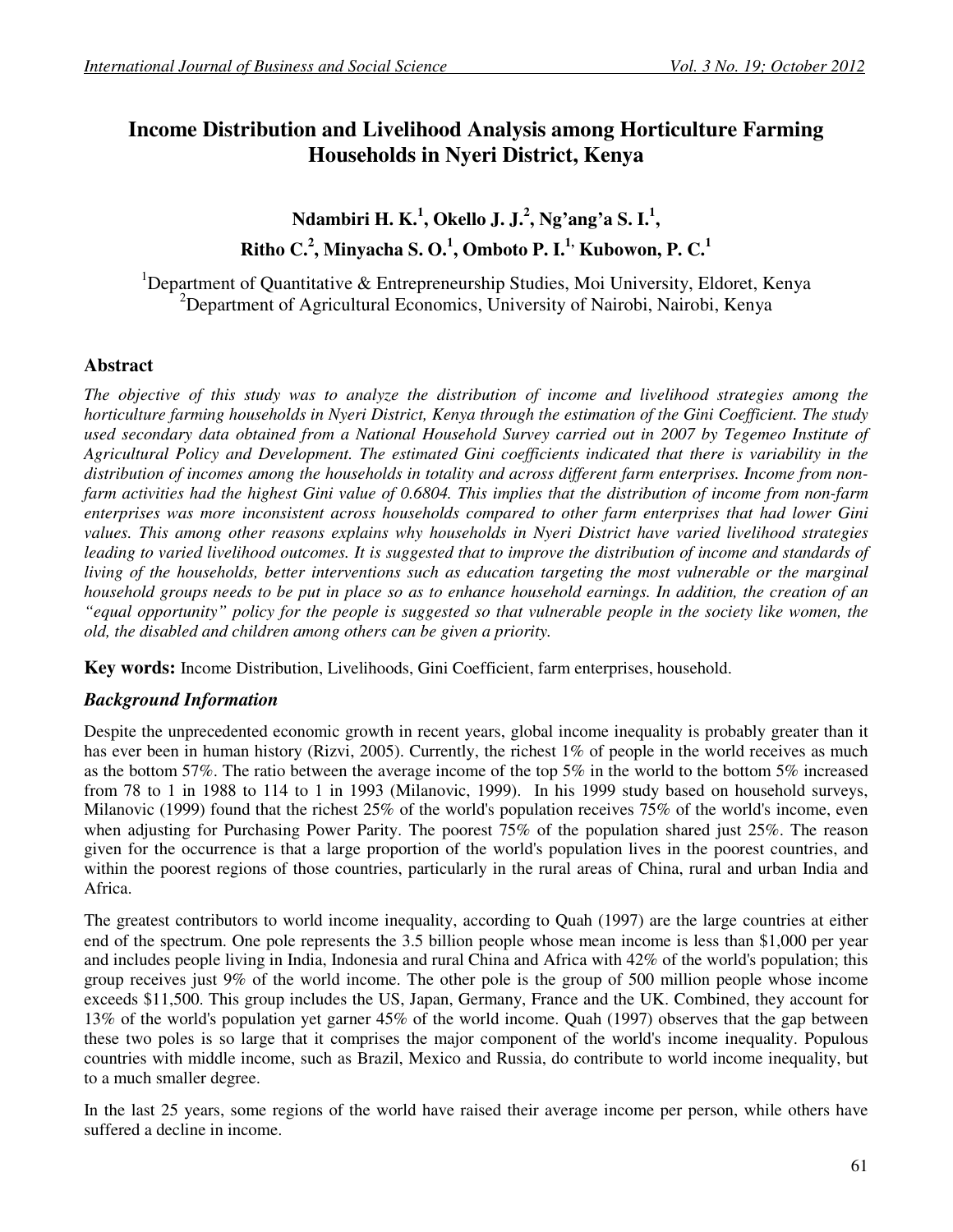# Income Distribution and Livelihood Analysis among Horticulture Farming Households in Nyeri District, Kenya

**Ndambiri H. K.[1], Okello J. J.[2], Ng'ang'a S. I.[1], Ritho C.[2], Minyacha S. O.[1], Omboto P. I.[1], Kubowon, P. C.[1]**

[1]Department of Quantitative & Entrepreneurship Studies, Moi University, Eldoret, Kenya
[2]Department of Agricultural Economics, University of Nairobi, Nairobi, Kenya

## Abstract

*The objective of this study was to analyze the distribution of income and livelihood strategies among the horticulture farming households in Nyeri District, Kenya through the estimation of the Gini Coefficient. The study used secondary data obtained from a National Household Survey carried out in 2007 by Tegemeo Institute of Agricultural Policy and Development. The estimated Gini coefficients indicated that there is variability in the distribution of incomes among the households in totality and across different farm enterprises. Income from non-farm activities had the highest Gini value of 0.6804. This implies that the distribution of income from non-farm enterprises was more inconsistent across households compared to other farm enterprises that had lower Gini values. This among other reasons explains why households in Nyeri District have varied livelihood strategies leading to varied livelihood outcomes. It is suggested that to improve the distribution of income and standards of living of the households, better interventions such as education targeting the most vulnerable or the marginal household groups needs to be put in place so as to enhance household earnings. In addition, the creation of an "equal opportunity" policy for the people is suggested so that vulnerable people in the society like women, the old, the disabled and children among others can be given a priority.*

**Key words:** Income Distribution, Livelihoods, Gini Coefficient, farm enterprises, household.

## *Background Information*

Despite the unprecedented economic growth in recent years, global income inequality is probably greater than it has ever been in human history (Rizvi, 2005). Currently, the richest 1% of people in the world receives as much as the bottom 57%. The ratio between the average income of the top 5% in the world to the bottom 5% increased from 78 to 1 in 1988 to 114 to 1 in 1993 (Milanovic, 1999). In his 1999 study based on household surveys, Milanovic (1999) found that the richest 25% of the world's population receives 75% of the world's income, even when adjusting for Purchasing Power Parity. The poorest 75% of the population shared just 25%. The reason given for the occurrence is that a large proportion of the world's population lives in the poorest countries, and within the poorest regions of those countries, particularly in the rural areas of China, rural and urban India and Africa.

The greatest contributors to world income inequality, according to Quah (1997) are the large countries at either end of the spectrum. One pole represents the 3.5 billion people whose mean income is less than $1,000 per year and includes people living in India, Indonesia and rural China and Africa with 42% of the world's population; this group receives just 9% of the world income. The other pole is the group of 500 million people whose income exceeds $11,500. This group includes the US, Japan, Germany, France and the UK. Combined, they account for 13% of the world's population yet garner 45% of the world income. Quah (1997) observes that the gap between these two poles is so large that it comprises the major component of the world's income inequality. Populous countries with middle income, such as Brazil, Mexico and Russia, do contribute to world income inequality, but to a much smaller degree.

In the last 25 years, some regions of the world have raised their average income per person, while others have suffered a decline in income.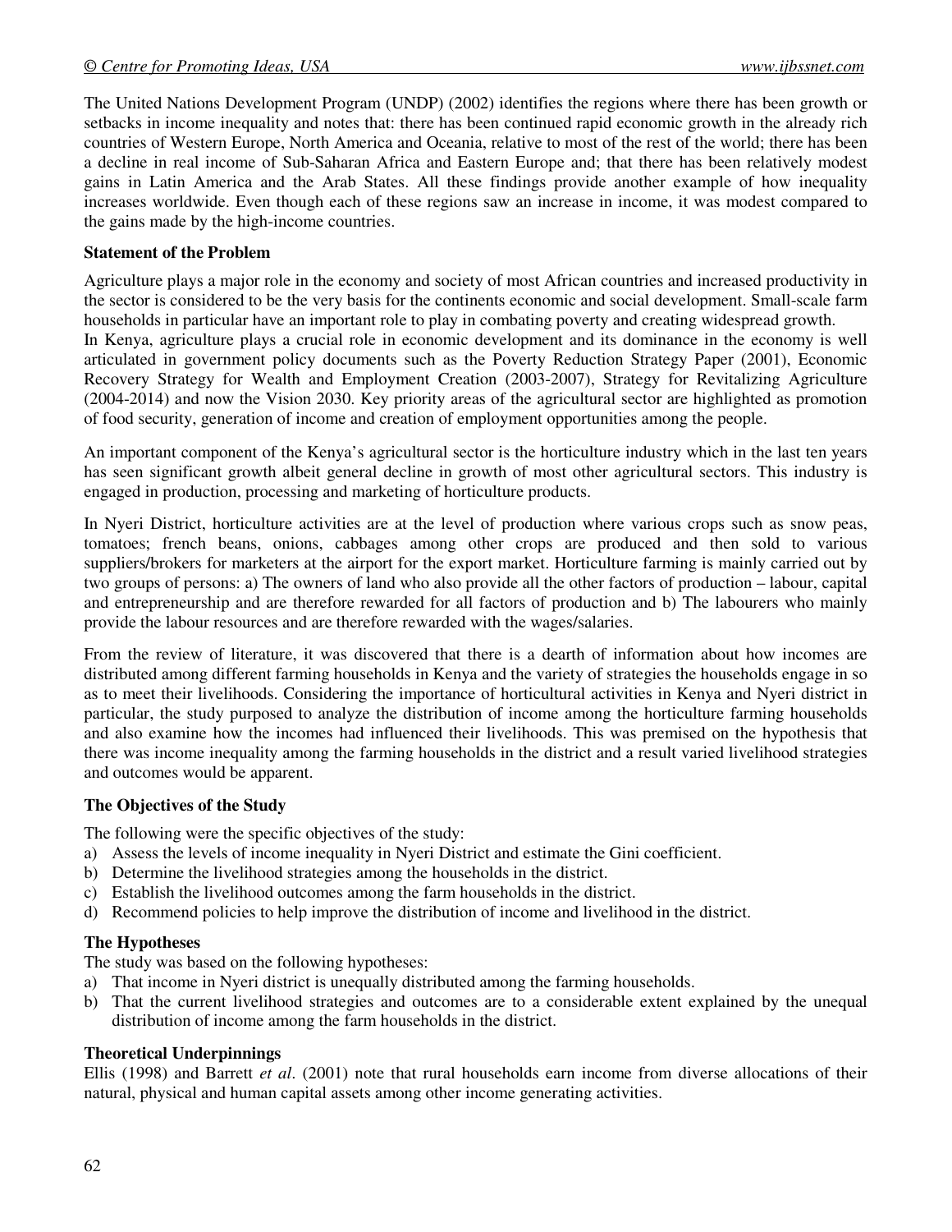The United Nations Development Program (UNDP) (2002) identifies the regions where there has been growth or setbacks in income inequality and notes that: there has been continued rapid economic growth in the already rich countries of Western Europe, North America and Oceania, relative to most of the rest of the world; there has been a decline in real income of Sub-Saharan Africa and Eastern Europe and; that there has been relatively modest gains in Latin America and the Arab States. All these findings provide another example of how inequality increases worldwide. Even though each of these regions saw an increase in income, it was modest compared to the gains made by the high-income countries.

**Statement of the Problem**

Agriculture plays a major role in the economy and society of most African countries and increased productivity in the sector is considered to be the very basis for the continents economic and social development. Small-scale farm households in particular have an important role to play in combating poverty and creating widespread growth.

In Kenya, agriculture plays a crucial role in economic development and its dominance in the economy is well articulated in government policy documents such as the Poverty Reduction Strategy Paper (2001), Economic Recovery Strategy for Wealth and Employment Creation (2003-2007), Strategy for Revitalizing Agriculture (2004-2014) and now the Vision 2030. Key priority areas of the agricultural sector are highlighted as promotion of food security, generation of income and creation of employment opportunities among the people.

An important component of the Kenya's agricultural sector is the horticulture industry which in the last ten years has seen significant growth albeit general decline in growth of most other agricultural sectors. This industry is engaged in production, processing and marketing of horticulture products.

In Nyeri District, horticulture activities are at the level of production where various crops such as snow peas, tomatoes; french beans, onions, cabbages among other crops are produced and then sold to various suppliers/brokers for marketers at the airport for the export market. Horticulture farming is mainly carried out by two groups of persons: a) The owners of land who also provide all the other factors of production – labour, capital and entrepreneurship and are therefore rewarded for all factors of production and b) The labourers who mainly provide the labour resources and are therefore rewarded with the wages/salaries.

From the review of literature, it was discovered that there is a dearth of information about how incomes are distributed among different farming households in Kenya and the variety of strategies the households engage in so as to meet their livelihoods. Considering the importance of horticultural activities in Kenya and Nyeri district in particular, the study purposed to analyze the distribution of income among the horticulture farming households and also examine how the incomes had influenced their livelihoods. This was premised on the hypothesis that there was income inequality among the farming households in the district and a result varied livelihood strategies and outcomes would be apparent.

**The Objectives of the Study**

The following were the specific objectives of the study:

a) Assess the levels of income inequality in Nyeri District and estimate the Gini coefficient.
b) Determine the livelihood strategies among the households in the district.
c) Establish the livelihood outcomes among the farm households in the district.
d) Recommend policies to help improve the distribution of income and livelihood in the district.

**The Hypotheses**

The study was based on the following hypotheses:

a) That income in Nyeri district is unequally distributed among the farming households.
b) That the current livelihood strategies and outcomes are to a considerable extent explained by the unequal distribution of income among the farm households in the district.

**Theoretical Underpinnings**

Ellis (1998) and Barrett *et al*. (2001) note that rural households earn income from diverse allocations of their natural, physical and human capital assets among other income generating activities.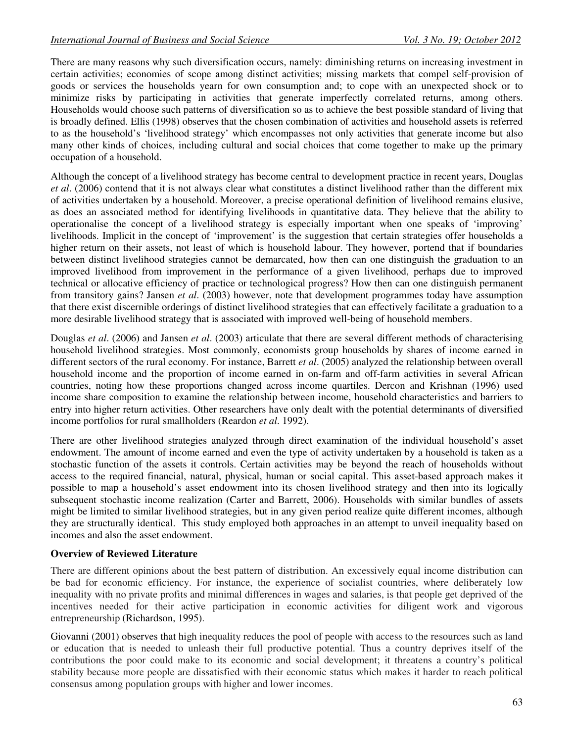There are many reasons why such diversification occurs, namely: diminishing returns on increasing investment in certain activities; economies of scope among distinct activities; missing markets that compel self-provision of goods or services the households yearn for own consumption and; to cope with an unexpected shock or to minimize risks by participating in activities that generate imperfectly correlated returns, among others. Households would choose such patterns of diversification so as to achieve the best possible standard of living that is broadly defined. Ellis (1998) observes that the chosen combination of activities and household assets is referred to as the household's 'livelihood strategy' which encompasses not only activities that generate income but also many other kinds of choices, including cultural and social choices that come together to make up the primary occupation of a household.

Although the concept of a livelihood strategy has become central to development practice in recent years, Douglas *et al*. (2006) contend that it is not always clear what constitutes a distinct livelihood rather than the different mix of activities undertaken by a household. Moreover, a precise operational definition of livelihood remains elusive, as does an associated method for identifying livelihoods in quantitative data. They believe that the ability to operationalise the concept of a livelihood strategy is especially important when one speaks of 'improving' livelihoods. Implicit in the concept of 'improvement' is the suggestion that certain strategies offer households a higher return on their assets, not least of which is household labour. They however, portend that if boundaries between distinct livelihood strategies cannot be demarcated, how then can one distinguish the graduation to an improved livelihood from improvement in the performance of a given livelihood, perhaps due to improved technical or allocative efficiency of practice or technological progress? How then can one distinguish permanent from transitory gains? Jansen *et al*. (2003) however, note that development programmes today have assumption that there exist discernible orderings of distinct livelihood strategies that can effectively facilitate a graduation to a more desirable livelihood strategy that is associated with improved well-being of household members.

Douglas *et al*. (2006) and Jansen *et al*. (2003) articulate that there are several different methods of characterising household livelihood strategies. Most commonly, economists group households by shares of income earned in different sectors of the rural economy. For instance, Barrett *et al*. (2005) analyzed the relationship between overall household income and the proportion of income earned in on-farm and off-farm activities in several African countries, noting how these proportions changed across income quartiles. Dercon and Krishnan (1996) used income share composition to examine the relationship between income, household characteristics and barriers to entry into higher return activities. Other researchers have only dealt with the potential determinants of diversified income portfolios for rural smallholders (Reardon *et al*. 1992).

There are other livelihood strategies analyzed through direct examination of the individual household's asset endowment. The amount of income earned and even the type of activity undertaken by a household is taken as a stochastic function of the assets it controls. Certain activities may be beyond the reach of households without access to the required financial, natural, physical, human or social capital. This asset-based approach makes it possible to map a household's asset endowment into its chosen livelihood strategy and then into its logically subsequent stochastic income realization (Carter and Barrett, 2006). Households with similar bundles of assets might be limited to similar livelihood strategies, but in any given period realize quite different incomes, although they are structurally identical. This study employed both approaches in an attempt to unveil inequality based on incomes and also the asset endowment.

**Overview of Reviewed Literature**

There are different opinions about the best pattern of distribution. An excessively equal income distribution can be bad for economic efficiency. For instance, the experience of socialist countries, where deliberately low inequality with no private profits and minimal differences in wages and salaries, is that people get deprived of the incentives needed for their active participation in economic activities for diligent work and vigorous entrepreneurship (Richardson, 1995).

Giovanni (2001) observes that high inequality reduces the pool of people with access to the resources such as land or education that is needed to unleash their full productive potential. Thus a country deprives itself of the contributions the poor could make to its economic and social development; it threatens a country's political stability because more people are dissatisfied with their economic status which makes it harder to reach political consensus among population groups with higher and lower incomes.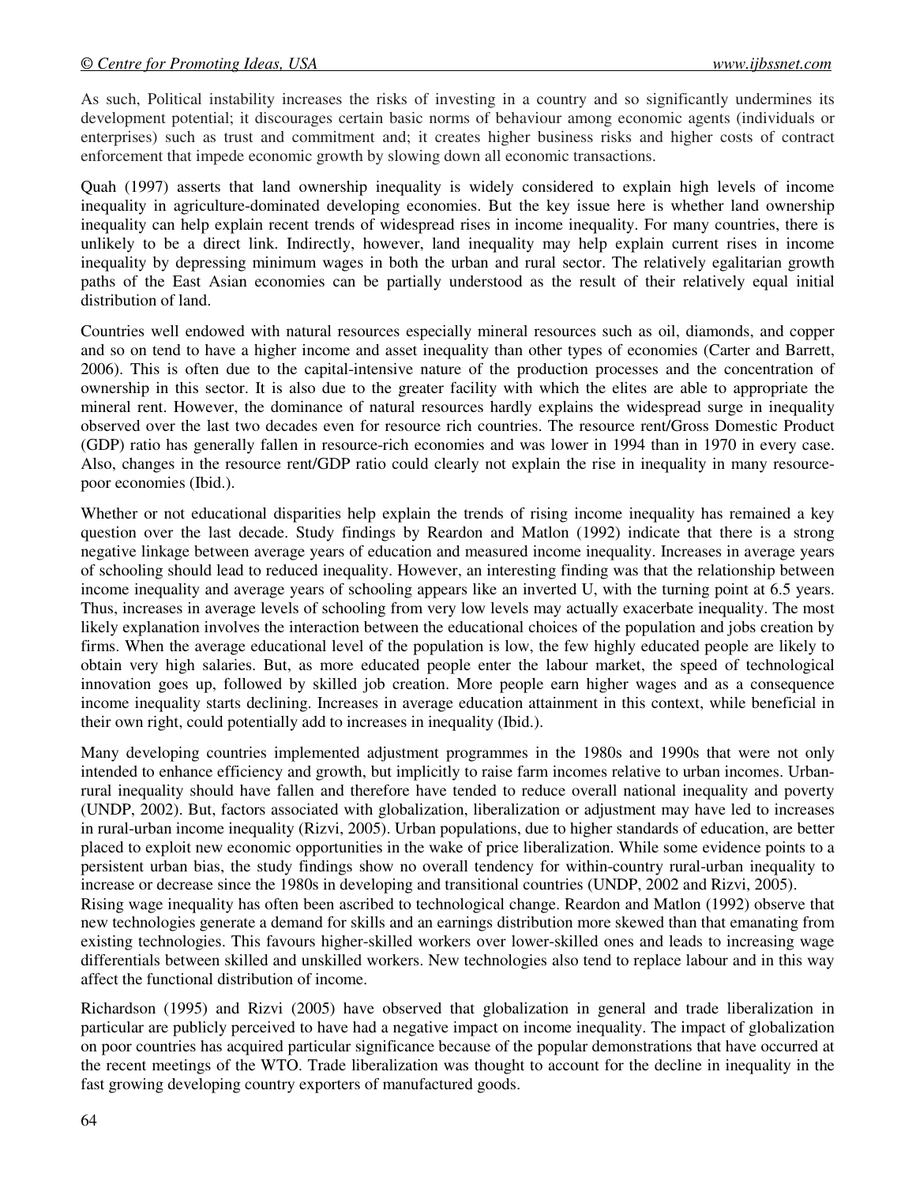As such, Political instability increases the risks of investing in a country and so significantly undermines its development potential; it discourages certain basic norms of behaviour among economic agents (individuals or enterprises) such as trust and commitment and; it creates higher business risks and higher costs of contract enforcement that impede economic growth by slowing down all economic transactions.

Quah (1997) asserts that land ownership inequality is widely considered to explain high levels of income inequality in agriculture-dominated developing economies. But the key issue here is whether land ownership inequality can help explain recent trends of widespread rises in income inequality. For many countries, there is unlikely to be a direct link. Indirectly, however, land inequality may help explain current rises in income inequality by depressing minimum wages in both the urban and rural sector. The relatively egalitarian growth paths of the East Asian economies can be partially understood as the result of their relatively equal initial distribution of land.

Countries well endowed with natural resources especially mineral resources such as oil, diamonds, and copper and so on tend to have a higher income and asset inequality than other types of economies (Carter and Barrett, 2006). This is often due to the capital-intensive nature of the production processes and the concentration of ownership in this sector. It is also due to the greater facility with which the elites are able to appropriate the mineral rent. However, the dominance of natural resources hardly explains the widespread surge in inequality observed over the last two decades even for resource rich countries. The resource rent/Gross Domestic Product (GDP) ratio has generally fallen in resource-rich economies and was lower in 1994 than in 1970 in every case. Also, changes in the resource rent/GDP ratio could clearly not explain the rise in inequality in many resource-poor economies (Ibid.).

Whether or not educational disparities help explain the trends of rising income inequality has remained a key question over the last decade. Study findings by Reardon and Matlon (1992) indicate that there is a strong negative linkage between average years of education and measured income inequality. Increases in average years of schooling should lead to reduced inequality. However, an interesting finding was that the relationship between income inequality and average years of schooling appears like an inverted U, with the turning point at 6.5 years. Thus, increases in average levels of schooling from very low levels may actually exacerbate inequality. The most likely explanation involves the interaction between the educational choices of the population and jobs creation by firms. When the average educational level of the population is low, the few highly educated people are likely to obtain very high salaries. But, as more educated people enter the labour market, the speed of technological innovation goes up, followed by skilled job creation. More people earn higher wages and as a consequence income inequality starts declining. Increases in average education attainment in this context, while beneficial in their own right, could potentially add to increases in inequality (Ibid.).

Many developing countries implemented adjustment programmes in the 1980s and 1990s that were not only intended to enhance efficiency and growth, but implicitly to raise farm incomes relative to urban incomes. Urban-rural inequality should have fallen and therefore have tended to reduce overall national inequality and poverty (UNDP, 2002). But, factors associated with globalization, liberalization or adjustment may have led to increases in rural-urban income inequality (Rizvi, 2005). Urban populations, due to higher standards of education, are better placed to exploit new economic opportunities in the wake of price liberalization. While some evidence points to a persistent urban bias, the study findings show no overall tendency for within-country rural-urban inequality to increase or decrease since the 1980s in developing and transitional countries (UNDP, 2002 and Rizvi, 2005).

Rising wage inequality has often been ascribed to technological change. Reardon and Matlon (1992) observe that new technologies generate a demand for skills and an earnings distribution more skewed than that emanating from existing technologies. This favours higher-skilled workers over lower-skilled ones and leads to increasing wage differentials between skilled and unskilled workers. New technologies also tend to replace labour and in this way affect the functional distribution of income.

Richardson (1995) and Rizvi (2005) have observed that globalization in general and trade liberalization in particular are publicly perceived to have had a negative impact on income inequality. The impact of globalization on poor countries has acquired particular significance because of the popular demonstrations that have occurred at the recent meetings of the WTO. Trade liberalization was thought to account for the decline in inequality in the fast growing developing country exporters of manufactured goods.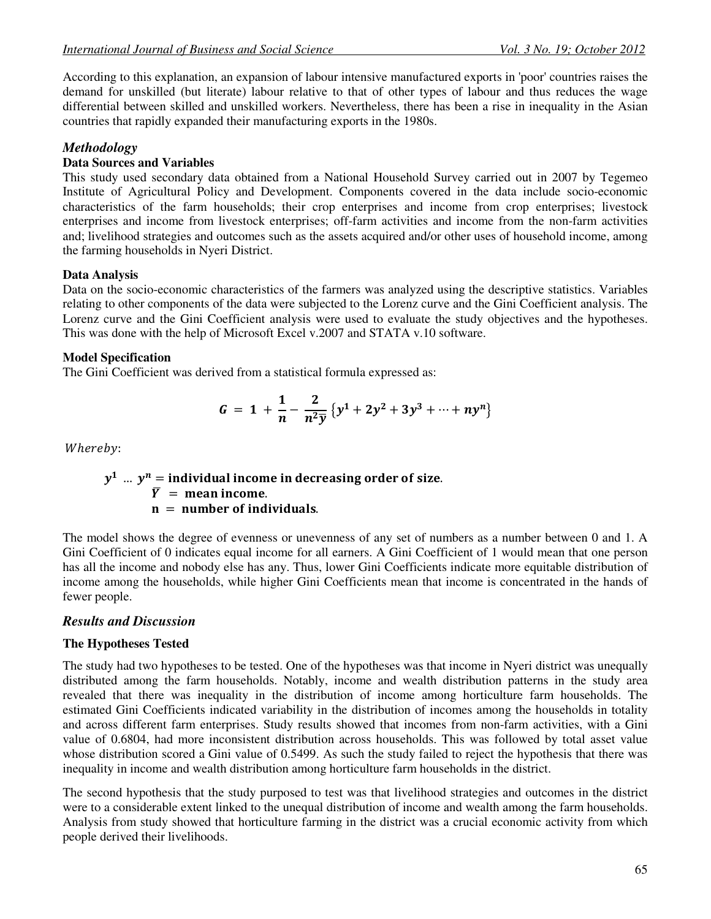According to this explanation, an expansion of labour intensive manufactured exports in 'poor' countries raises the demand for unskilled (but literate) labour relative to that of other types of labour and thus reduces the wage differential between skilled and unskilled workers. Nevertheless, there has been a rise in inequality in the Asian countries that rapidly expanded their manufacturing exports in the 1980s.

## *Methodology*

### Data Sources and Variables

This study used secondary data obtained from a National Household Survey carried out in 2007 by Tegemeo Institute of Agricultural Policy and Development. Components covered in the data include socio-economic characteristics of the farm households; their crop enterprises and income from crop enterprises; livestock enterprises and income from livestock enterprises; off-farm activities and income from the non-farm activities and; livelihood strategies and outcomes such as the assets acquired and/or other uses of household income, among the farming households in Nyeri District.

### Data Analysis

Data on the socio-economic characteristics of the farmers was analyzed using the descriptive statistics. Variables relating to other components of the data were subjected to the Lorenz curve and the Gini Coefficient analysis. The Lorenz curve and the Gini Coefficient analysis were used to evaluate the study objectives and the hypotheses. This was done with the help of Microsoft Excel v.2007 and STATA v.10 software.

### Model Specification

The Gini Coefficient was derived from a statistical formula expressed as:

$$G = 1 + \frac{1}{n} - \frac{2}{n^2\bar{y}}\left\{y^1 + 2y^2 + 3y^3 + \cdots + ny^n\right\}$$

*Whereby*:

$y^1 \ldots y^n$ = **individual income in decreasing order of size.**

$\bar{Y}$ = **mean income.**

**n = number of individuals.**

The model shows the degree of evenness or unevenness of any set of numbers as a number between 0 and 1. A Gini Coefficient of 0 indicates equal income for all earners. A Gini Coefficient of 1 would mean that one person has all the income and nobody else has any. Thus, lower Gini Coefficients indicate more equitable distribution of income among the households, while higher Gini Coefficients mean that income is concentrated in the hands of fewer people.

## *Results and Discussion*

### The Hypotheses Tested

The study had two hypotheses to be tested. One of the hypotheses was that income in Nyeri district was unequally distributed among the farm households. Notably, income and wealth distribution patterns in the study area revealed that there was inequality in the distribution of income among horticulture farm households. The estimated Gini Coefficients indicated variability in the distribution of incomes among the households in totality and across different farm enterprises. Study results showed that incomes from non-farm activities, with a Gini value of 0.6804, had more inconsistent distribution across households. This was followed by total asset value whose distribution scored a Gini value of 0.5499. As such the study failed to reject the hypothesis that there was inequality in income and wealth distribution among horticulture farm households in the district.

The second hypothesis that the study purposed to test was that livelihood strategies and outcomes in the district were to a considerable extent linked to the unequal distribution of income and wealth among the farm households. Analysis from study showed that horticulture farming in the district was a crucial economic activity from which people derived their livelihoods.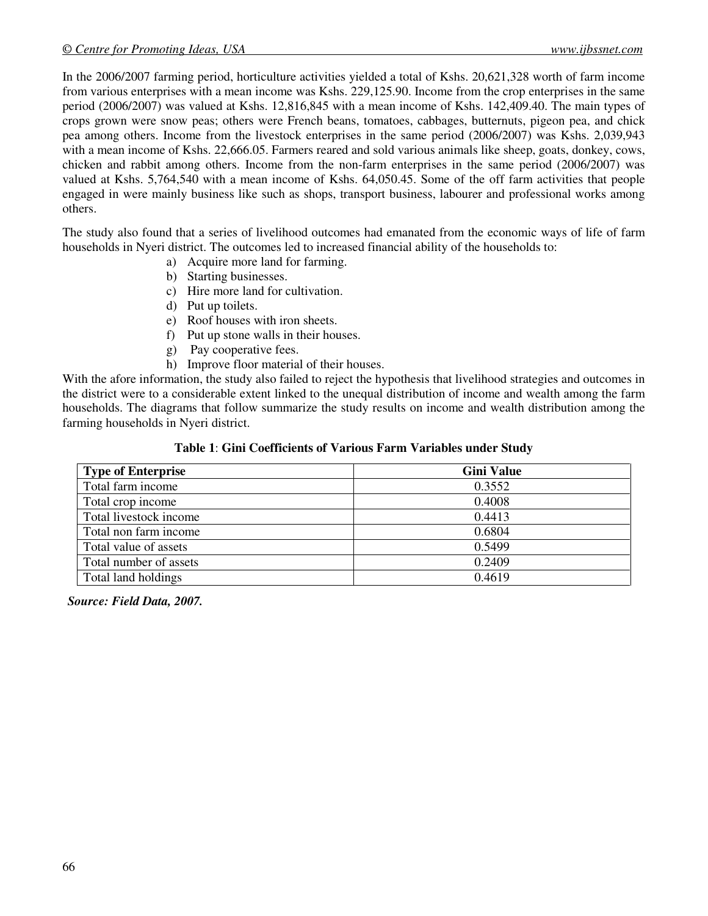In the 2006/2007 farming period, horticulture activities yielded a total of Kshs. 20,621,328 worth of farm income from various enterprises with a mean income was Kshs. 229,125.90. Income from the crop enterprises in the same period (2006/2007) was valued at Kshs. 12,816,845 with a mean income of Kshs. 142,409.40. The main types of crops grown were snow peas; others were French beans, tomatoes, cabbages, butternuts, pigeon pea, and chick pea among others. Income from the livestock enterprises in the same period (2006/2007) was Kshs. 2,039,943 with a mean income of Kshs. 22,666.05. Farmers reared and sold various animals like sheep, goats, donkey, cows, chicken and rabbit among others. Income from the non-farm enterprises in the same period (2006/2007) was valued at Kshs. 5,764,540 with a mean income of Kshs. 64,050.45. Some of the off farm activities that people engaged in were mainly business like such as shops, transport business, labourer and professional works among others.

The study also found that a series of livelihood outcomes had emanated from the economic ways of life of farm households in Nyeri district. The outcomes led to increased financial ability of the households to:

a) Acquire more land for farming.
b) Starting businesses.
c) Hire more land for cultivation.
d) Put up toilets.
e) Roof houses with iron sheets.
f) Put up stone walls in their houses.
g) Pay cooperative fees.
h) Improve floor material of their houses.

With the afore information, the study also failed to reject the hypothesis that livelihood strategies and outcomes in the district were to a considerable extent linked to the unequal distribution of income and wealth among the farm households. The diagrams that follow summarize the study results on income and wealth distribution among the farming households in Nyeri district.

**Table 1**: **Gini Coefficients of Various Farm Variables under Study**

| Type of Enterprise | Gini Value |
|---|---|
| Total farm income | 0.3552 |
| Total crop income | 0.4008 |
| Total livestock income | 0.4413 |
| Total non farm income | 0.6804 |
| Total value of assets | 0.5499 |
| Total number of assets | 0.2409 |
| Total land holdings | 0.4619 |

***Source: Field Data, 2007.***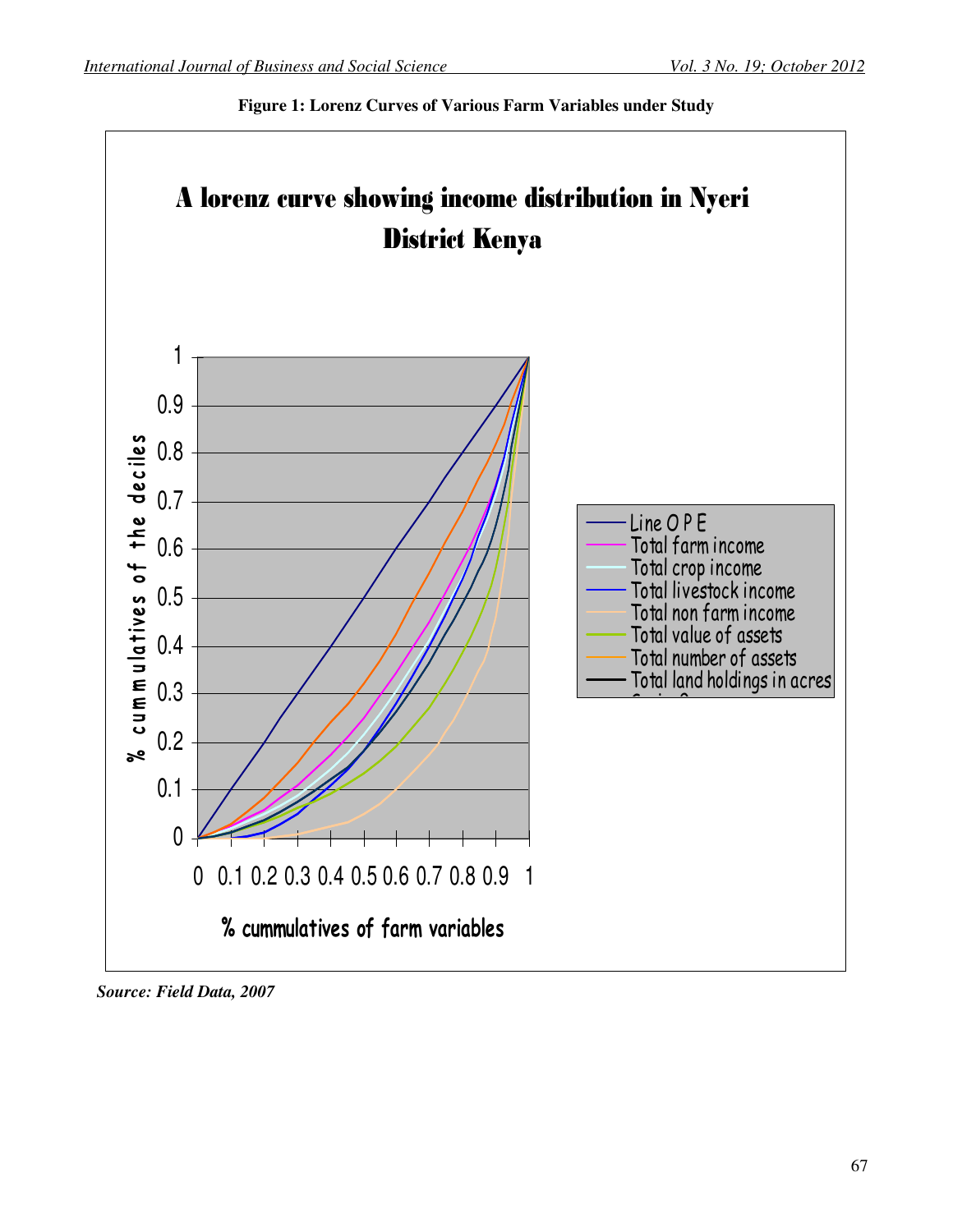**Figure 1: Lorenz Curves of Various Farm Variables under Study**

***Source: Field Data, 2007***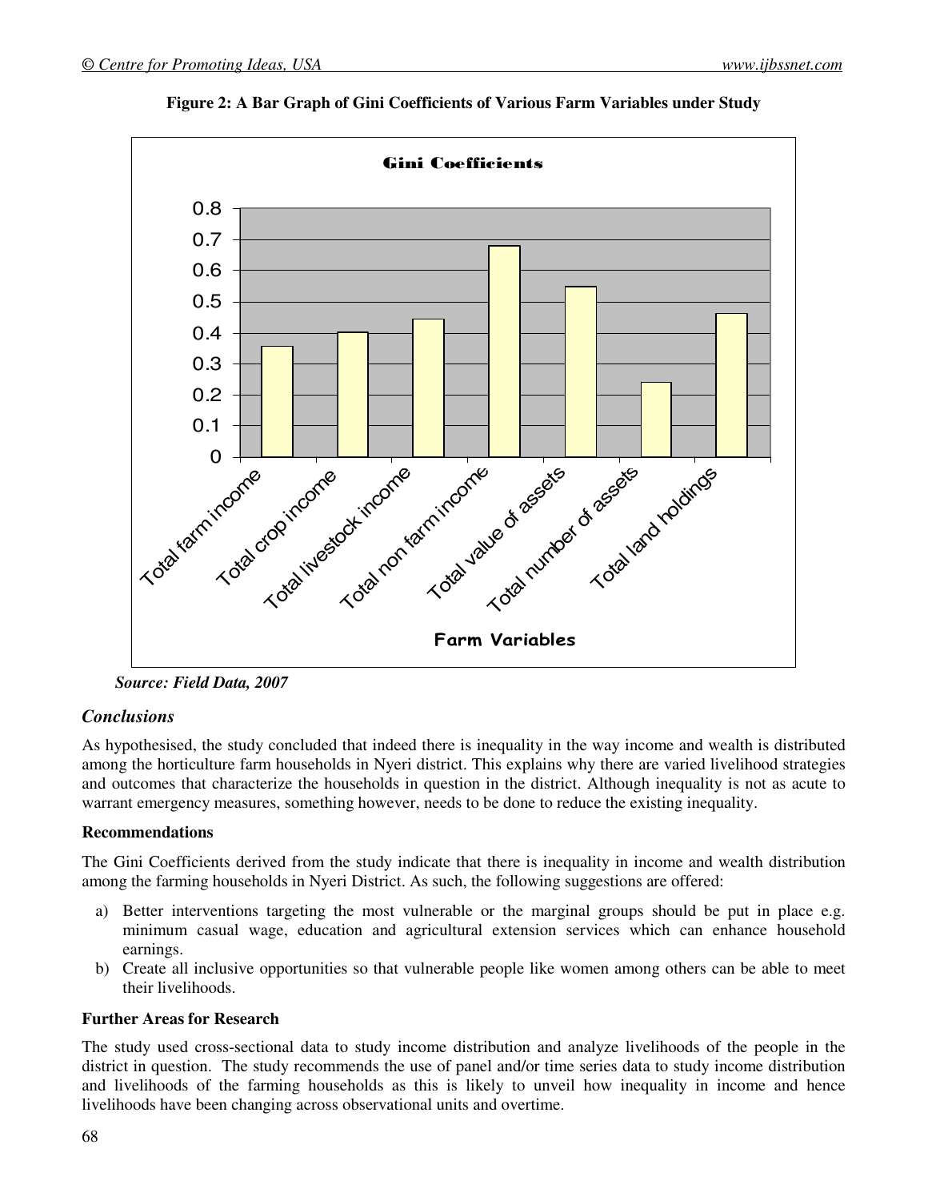**Figure 2: A Bar Graph of Gini Coefficients of Various Farm Variables under Study**

*Source: Field Data, 2007*

## *Conclusions*

As hypothesised, the study concluded that indeed there is inequality in the way income and wealth is distributed among the horticulture farm households in Nyeri district. This explains why there are varied livelihood strategies and outcomes that characterize the households in question in the district. Although inequality is not as acute to warrant emergency measures, something however, needs to be done to reduce the existing inequality.

### Recommendations

The Gini Coefficients derived from the study indicate that there is inequality in income and wealth distribution among the farming households in Nyeri District. As such, the following suggestions are offered:

a) Better interventions targeting the most vulnerable or the marginal groups should be put in place e.g. minimum casual wage, education and agricultural extension services which can enhance household earnings.
b) Create all inclusive opportunities so that vulnerable people like women among others can be able to meet their livelihoods.

### Further Areas for Research

The study used cross-sectional data to study income distribution and analyze livelihoods of the people in the district in question. The study recommends the use of panel and/or time series data to study income distribution and livelihoods of the farming households as this is likely to unveil how inequality in income and hence livelihoods have been changing across observational units and overtime.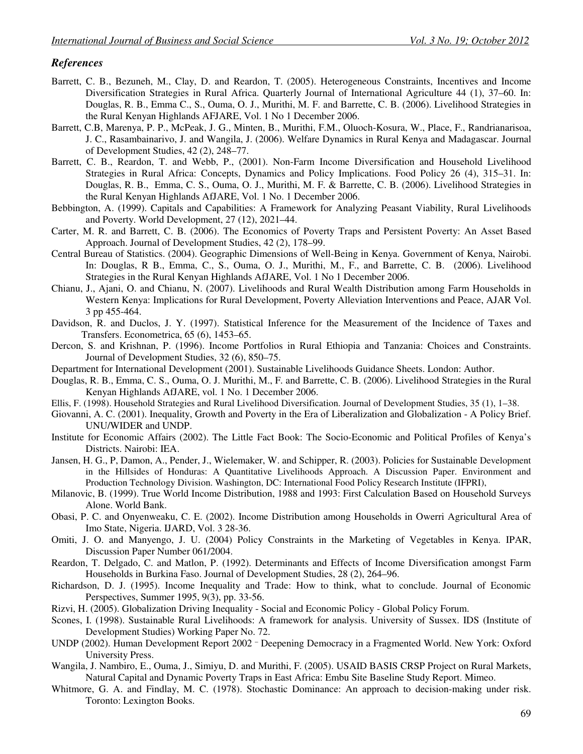## *References*

Barrett, C. B., Bezuneh, M., Clay, D. and Reardon, T. (2005). Heterogeneous Constraints, Incentives and Income Diversification Strategies in Rural Africa. Quarterly Journal of International Agriculture 44 (1), 37–60. In: Douglas, R. B., Emma C., S., Ouma, O. J., Murithi, M. F. and Barrette, C. B. (2006). Livelihood Strategies in the Rural Kenyan Highlands AFJARE, Vol. 1 No 1 December 2006.

Barrett, C.B, Marenya, P. P., McPeak, J. G., Minten, B., Murithi, F.M., Oluoch-Kosura, W., Place, F., Randrianarisoa, J. C., Rasambainarivo, J. and Wangila, J. (2006). Welfare Dynamics in Rural Kenya and Madagascar. Journal of Development Studies, 42 (2), 248–77.

Barrett, C. B., Reardon, T. and Webb, P., (2001). Non-Farm Income Diversification and Household Livelihood Strategies in Rural Africa: Concepts, Dynamics and Policy Implications. Food Policy 26 (4), 315–31. In: Douglas, R. B., Emma, C. S., Ouma, O. J., Murithi, M. F. & Barrette, C. B. (2006). Livelihood Strategies in the Rural Kenyan Highlands AfJARE, Vol. 1 No. 1 December 2006.

Bebbington, A. (1999). Capitals and Capabilities: A Framework for Analyzing Peasant Viability, Rural Livelihoods and Poverty. World Development, 27 (12), 2021–44.

Carter, M. R. and Barrett, C. B. (2006). The Economics of Poverty Traps and Persistent Poverty: An Asset Based Approach. Journal of Development Studies, 42 (2), 178–99.

Central Bureau of Statistics. (2004). Geographic Dimensions of Well-Being in Kenya. Government of Kenya, Nairobi. In: Douglas, R B., Emma, C., S., Ouma, O. J., Murithi, M., F., and Barrette, C. B. (2006). Livelihood Strategies in the Rural Kenyan Highlands AfJARE, Vol. 1 No 1 December 2006.

Chianu, J., Ajani, O. and Chianu, N. (2007). Livelihoods and Rural Wealth Distribution among Farm Households in Western Kenya: Implications for Rural Development, Poverty Alleviation Interventions and Peace, AJAR Vol. 3 pp 455-464.

Davidson, R. and Duclos, J. Y. (1997). Statistical Inference for the Measurement of the Incidence of Taxes and Transfers. Econometrica, 65 (6), 1453–65.

Dercon, S. and Krishnan, P. (1996). Income Portfolios in Rural Ethiopia and Tanzania: Choices and Constraints. Journal of Development Studies, 32 (6), 850–75.

Department for International Development (2001). Sustainable Livelihoods Guidance Sheets. London: Author.

Douglas, R. B., Emma, C. S., Ouma, O. J. Murithi, M., F. and Barrette, C. B. (2006). Livelihood Strategies in the Rural Kenyan Highlands AfJARE, vol. 1 No. 1 December 2006.

Ellis, F. (1998). Household Strategies and Rural Livelihood Diversification. Journal of Development Studies, 35 (1), 1–38.

Giovanni, A. C. (2001). Inequality, Growth and Poverty in the Era of Liberalization and Globalization - A Policy Brief. UNU/WIDER and UNDP.

Institute for Economic Affairs (2002). The Little Fact Book: The Socio-Economic and Political Profiles of Kenya's Districts. Nairobi: IEA.

Jansen, H. G., P, Damon, A., Pender, J., Wielemaker, W. and Schipper, R. (2003). Policies for Sustainable Development in the Hillsides of Honduras: A Quantitative Livelihoods Approach. A Discussion Paper. Environment and Production Technology Division. Washington, DC: International Food Policy Research Institute (IFPRI),

Milanovic, B. (1999). True World Income Distribution, 1988 and 1993: First Calculation Based on Household Surveys Alone. World Bank.

Obasi, P. C. and Onyenweaku, C. E. (2002). Income Distribution among Households in Owerri Agricultural Area of Imo State, Nigeria. IJARD, Vol. 3 28-36.

Omiti, J. O. and Manyengo, J. U. (2004) Policy Constraints in the Marketing of Vegetables in Kenya. IPAR, Discussion Paper Number 061/2004.

Reardon, T. Delgado, C. and Matlon, P. (1992). Determinants and Effects of Income Diversification amongst Farm Households in Burkina Faso. Journal of Development Studies, 28 (2), 264–96.

Richardson, D. J. (1995). Income Inequality and Trade: How to think, what to conclude. Journal of Economic Perspectives, Summer 1995, 9(3), pp. 33-56.

Rizvi, H. (2005). Globalization Driving Inequality - Social and Economic Policy - Global Policy Forum.

Scones, I. (1998). Sustainable Rural Livelihoods: A framework for analysis. University of Sussex. IDS (Institute of Development Studies) Working Paper No. 72.

UNDP (2002). Human Development Report 2002 ‑ Deepening Democracy in a Fragmented World. New York: Oxford University Press.

Wangila, J. Nambiro, E., Ouma, J., Simiyu, D. and Murithi, F. (2005). USAID BASIS CRSP Project on Rural Markets, Natural Capital and Dynamic Poverty Traps in East Africa: Embu Site Baseline Study Report. Mimeo.

Whitmore, G. A. and Findlay, M. C. (1978). Stochastic Dominance: An approach to decision-making under risk. Toronto: Lexington Books.